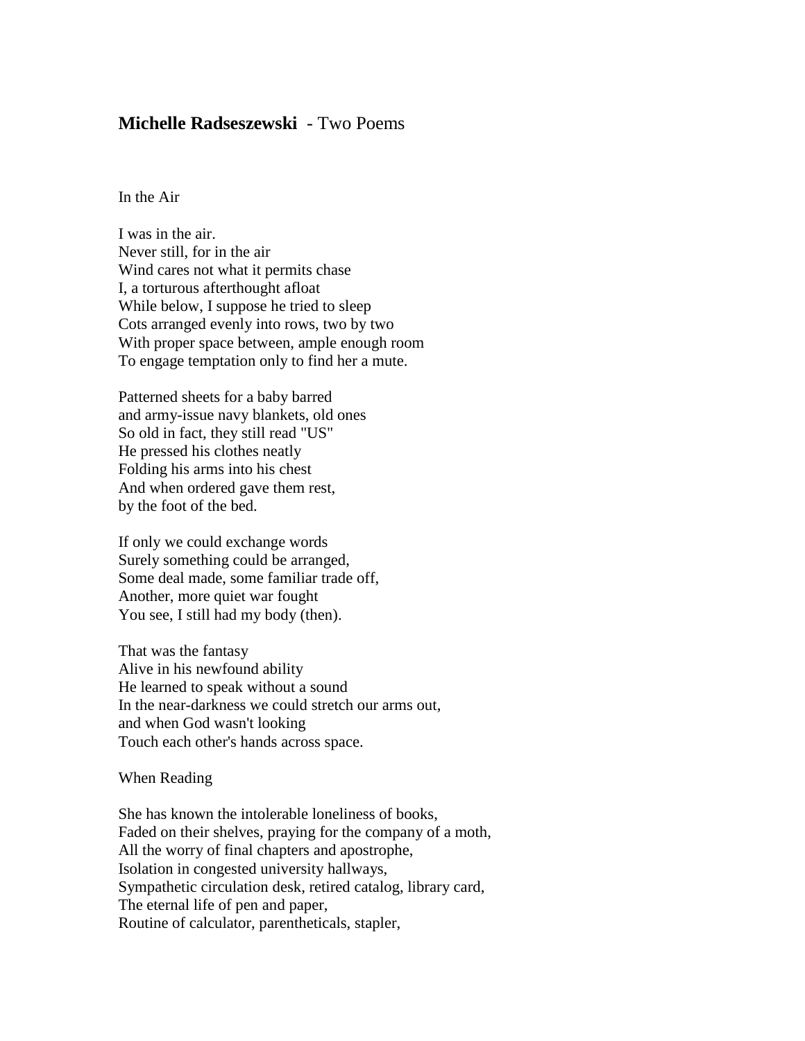## **Michelle Radseszewski** - Two Poems

### In the Air

I was in the air.
Never still, for in the air
Wind cares not what it permits chase
I, a torturous afterthought afloat
While below, I suppose he tried to sleep
Cots arranged evenly into rows, two by two
With proper space between, ample enough room
To engage temptation only to find her a mute.

Patterned sheets for a baby barred
and army-issue navy blankets, old ones
So old in fact, they still read "US"
He pressed his clothes neatly
Folding his arms into his chest
And when ordered gave them rest,
by the foot of the bed.

If only we could exchange words
Surely something could be arranged,
Some deal made, some familiar trade off,
Another, more quiet war fought
You see, I still had my body (then).

That was the fantasy
Alive in his newfound ability
He learned to speak without a sound
In the near-darkness we could stretch our arms out,
and when God wasn't looking
Touch each other's hands across space.

### When Reading

She has known the intolerable loneliness of books,
Faded on their shelves, praying for the company of a moth,
All the worry of final chapters and apostrophe,
Isolation in congested university hallways,
Sympathetic circulation desk, retired catalog, library card,
The eternal life of pen and paper,
Routine of calculator, parentheticals, stapler,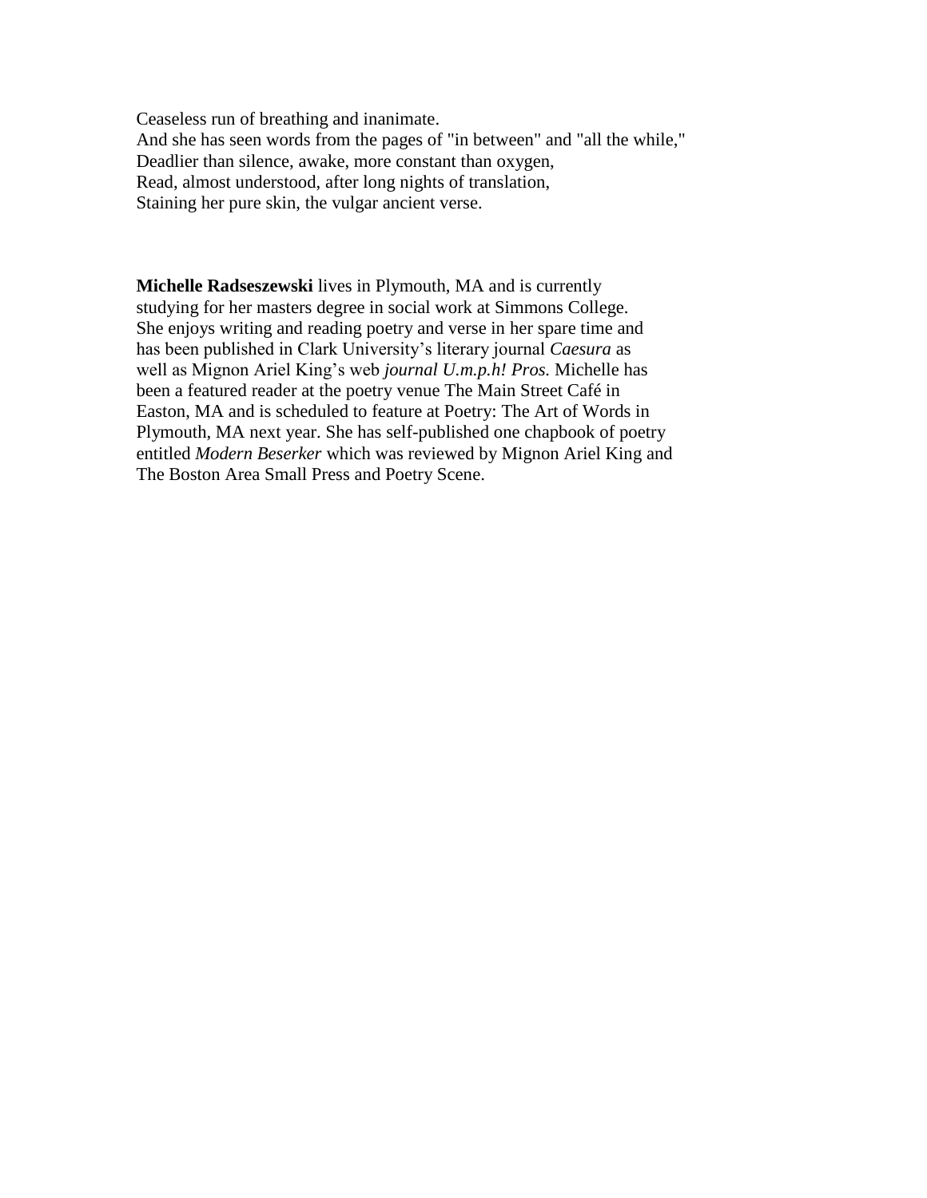Ceaseless run of breathing and inanimate.  
And she has seen words from the pages of "in between" and "all the while,"  
Deadlier than silence, awake, more constant than oxygen,  
Read, almost understood, after long nights of translation,  
Staining her pure skin, the vulgar ancient verse.

**Michelle Radseszewski** lives in Plymouth, MA and is currently studying for her masters degree in social work at Simmons College. She enjoys writing and reading poetry and verse in her spare time and has been published in Clark University's literary journal *Caesura* as well as Mignon Ariel King's web *journal U.m.p.h! Pros.* Michelle has been a featured reader at the poetry venue The Main Street Café in Easton, MA and is scheduled to feature at Poetry: The Art of Words in Plymouth, MA next year. She has self-published one chapbook of poetry entitled *Modern Beserker* which was reviewed by Mignon Ariel King and The Boston Area Small Press and Poetry Scene.